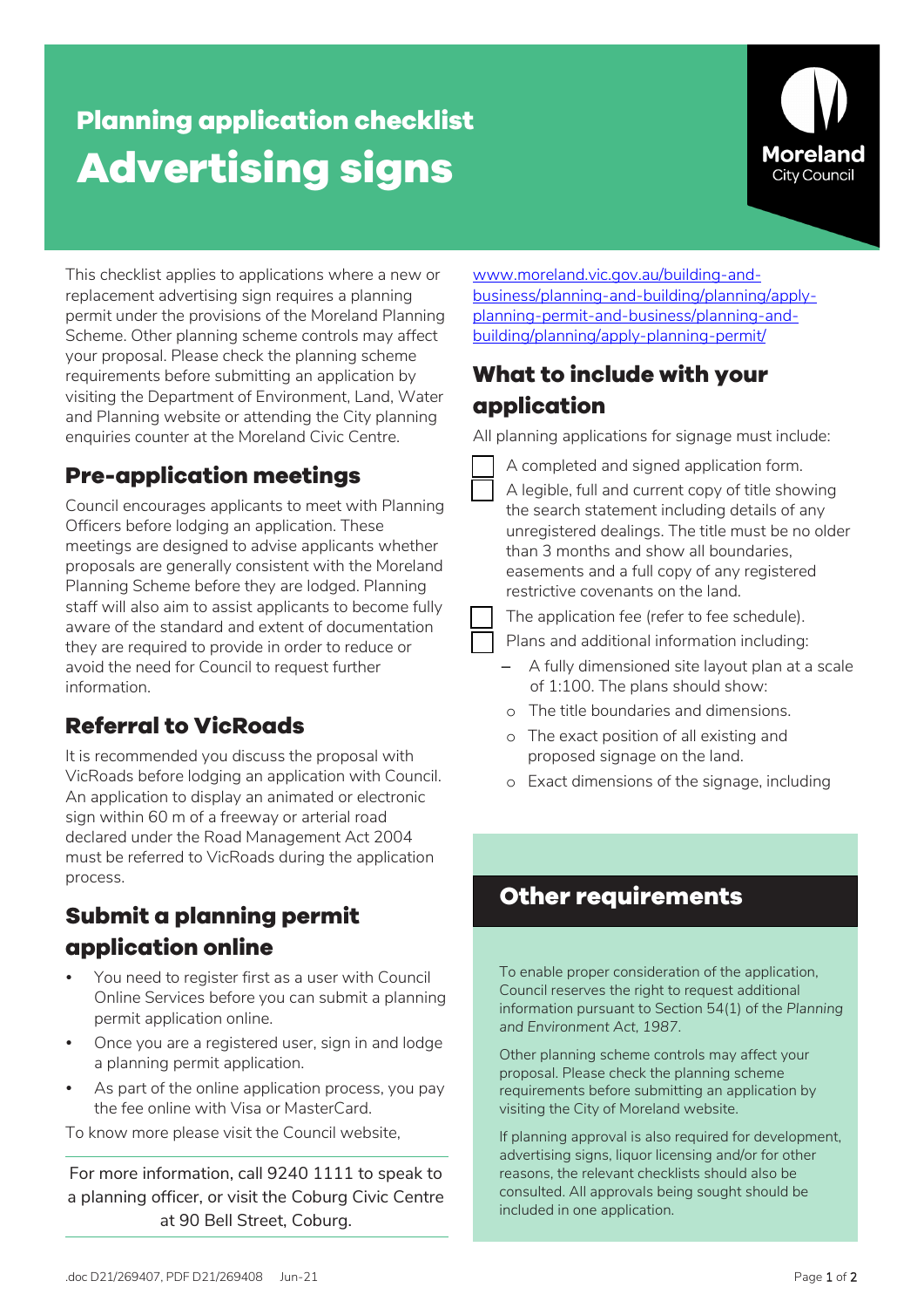# Planning application checklist

# Advertising signs

This checklist applies to applications where a new or replacement advertising sign requires a planning permit under the provisions of the Moreland Planning Scheme. Other planning scheme controls may affect your proposal. Please check the planning scheme requirements before submitting an application by visiting the Department of Environment, Land, Water and Planning website or attending the City planning enquiries counter at the Moreland Civic Centre.

## Pre-application meetings

Council encourages applicants to meet with Planning Officers before lodging an application. These meetings are designed to advise applicants whether proposals are generally consistent with the Moreland Planning Scheme before they are lodged. Planning staff will also aim to assist applicants to become fully aware of the standard and extent of documentation they are required to provide in order to reduce or avoid the need for Council to request further information.

## Referral to VicRoads

It is recommended you discuss the proposal with VicRoads before lodging an application with Council. An application to display an animated or electronic sign within 60 m of a freeway or arterial road declared under the Road Management Act 2004 must be referred to VicRoads during the application process.

## Submit a planning permit application online

- You need to register first as a user with Council Online Services before you can submit a planning permit application online.
- Once you are a registered user, sign in and lodge a planning permit application.
- As part of the online application process, you pay the fee online with Visa or MasterCard.

To know more please visit the Council website, [www.moreland.vic.gov.au/building-and-business/planning-and-building/planning/apply-planning-permit-and-business/planning-and-building/planning/apply-planning-permit/](www.moreland.vic.gov.au/building-and-business/planning-and-building/planning/apply-planning-permit-and-business/planning-and-building/planning/apply-planning-permit/)

For more information, call 9240 1111 to speak to a planning officer, or visit the Coburg Civic Centre at 90 Bell Street, Coburg.

## What to include with your application

All planning applications for signage must include:

- [ ] A completed and signed application form.
- [ ] A legible, full and current copy of title showing the search statement including details of any unregistered dealings. The title must be no older than 3 months and show all boundaries, easements and a full copy of any registered restrictive covenants on the land.
- [ ] The application fee (refer to fee schedule).
- [ ] Plans and additional information including:
  - A fully dimensioned site layout plan at a scale of 1:100. The plans should show:
    - The title boundaries and dimensions.
    - The exact position of all existing and proposed signage on the land.
    - Exact dimensions of the signage, including

## Other requirements

To enable proper consideration of the application, Council reserves the right to request additional information pursuant to Section 54(1) of the *Planning and Environment Act, 1987*.

Other planning scheme controls may affect your proposal. Please check the planning scheme requirements before submitting an application by visiting the City of Moreland website.

If planning approval is also required for development, advertising signs, liquor licensing and/or for other reasons, the relevant checklists should also be consulted. All approvals being sought should be included in one application.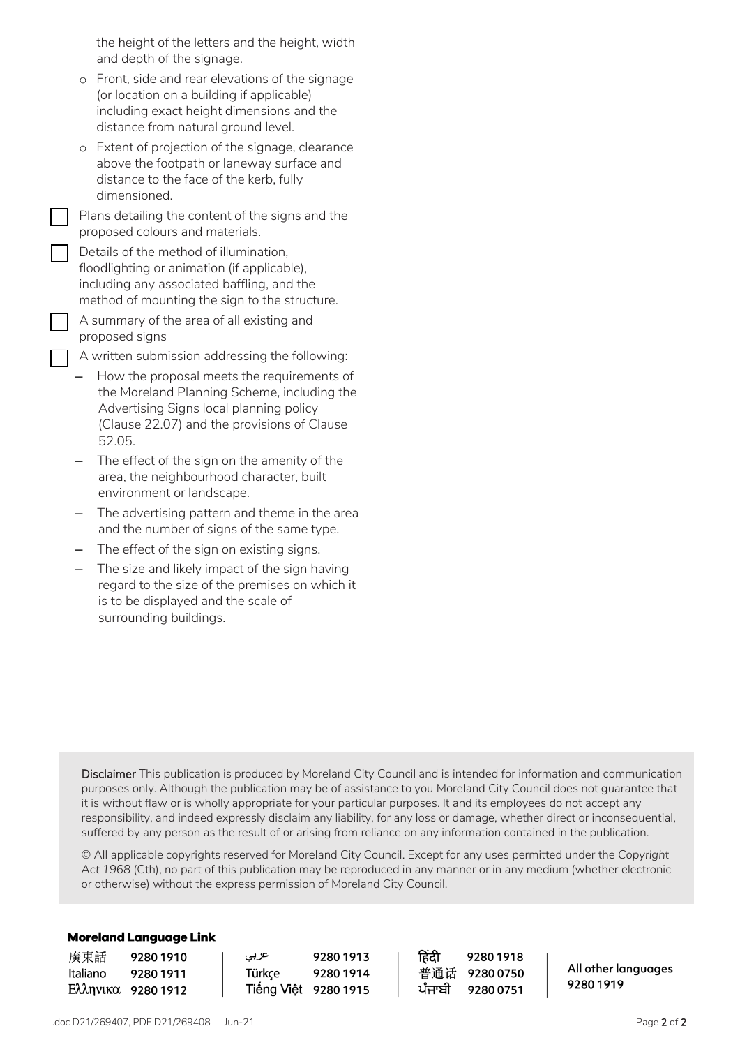the height of the letters and the height, width and depth of the signage.

- o Front, side and rear elevations of the signage (or location on a building if applicable) including exact height dimensions and the distance from natural ground level.
- o Extent of projection of the signage, clearance above the footpath or laneway surface and distance to the face of the kerb, fully dimensioned.

- [ ] Plans detailing the content of the signs and the proposed colours and materials.
- [ ] Details of the method of illumination, floodlighting or animation (if applicable), including any associated baffling, and the method of mounting the sign to the structure.
- [ ] A summary of the area of all existing and proposed signs
- [ ] A written submission addressing the following:

- How the proposal meets the requirements of the Moreland Planning Scheme, including the Advertising Signs local planning policy (Clause 22.07) and the provisions of Clause 52.05.
- The effect of the sign on the amenity of the area, the neighbourhood character, built environment or landscape.
- The advertising pattern and theme in the area and the number of signs of the same type.
- The effect of the sign on existing signs.
- The size and likely impact of the sign having regard to the size of the premises on which it is to be displayed and the scale of surrounding buildings.

**Disclaimer** This publication is produced by Moreland City Council and is intended for information and communication purposes only. Although the publication may be of assistance to you Moreland City Council does not guarantee that it is without flaw or is wholly appropriate for your particular purposes. It and its employees do not accept any responsibility, and indeed expressly disclaim any liability, for any loss or damage, whether direct or inconsequential, suffered by any person as the result of or arising from reliance on any information contained in the publication.

© All applicable copyrights reserved for Moreland City Council. Except for any uses permitted under the *Copyright Act 1968* (Cth), no part of this publication may be reproduced in any manner or in any medium (whether electronic or otherwise) without the express permission of Moreland City Council.

**Moreland Language Link**

| | | | | | | |
|---|---|---|---|---|---|---|
| 廣東話 | 9280 1910 | عربي | 9280 1913 | हिंदी | 9280 1918 | All other languages 9280 1919 |
| Italiano | 9280 1911 | Türkçe | 9280 1914 | 普通话 | 9280 0750 | |
| Ελληνικα | 9280 1912 | Tiếng Việt | 9280 1915 | ਪੰਜਾਬੀ | 9280 0751 | |

.doc D21/269407, PDF D21/269408 Jun-21